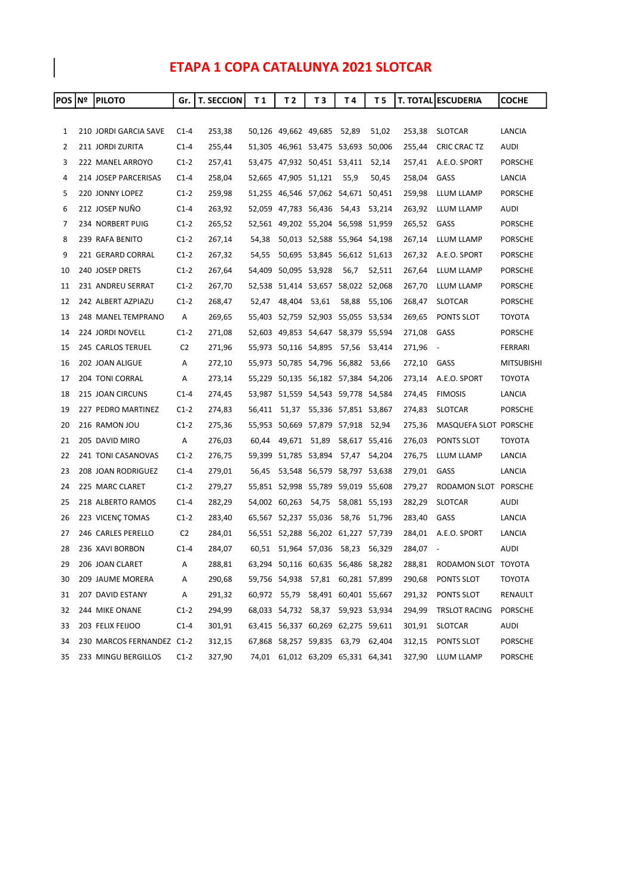# ETAPA 1 COPA CATALUNYA 2021 SLOTCAR

| POS | Nº | PILOTO | Gr. | T. SECCION | T 1 | T 2 | T 3 | T 4 | T 5 | T. TOTAL | ESCUDERIA | COCHE |
|---|---|---|---|---|---|---|---|---|---|---|---|---|
| 1 | 210 | JORDI GARCIA SAVE | C1-4 | 253,38 | 50,126 | 49,662 | 49,685 | 52,89 | 51,02 | 253,38 | SLOTCAR | LANCIA |
| 2 | 211 | JORDI ZURITA | C1-4 | 255,44 | 51,305 | 46,961 | 53,475 | 53,693 | 50,006 | 255,44 | CRIC CRAC TZ | AUDI |
| 3 | 222 | MANEL ARROYO | C1-2 | 257,41 | 53,475 | 47,932 | 50,451 | 53,411 | 52,14 | 257,41 | A.E.O. SPORT | PORSCHE |
| 4 | 214 | JOSEP PARCERISAS | C1-4 | 258,04 | 52,665 | 47,905 | 51,121 | 55,9 | 50,45 | 258,04 | GASS | LANCIA |
| 5 | 220 | JONNY LOPEZ | C1-2 | 259,98 | 51,255 | 46,546 | 57,062 | 54,671 | 50,451 | 259,98 | LLUM LLAMP | PORSCHE |
| 6 | 212 | JOSEP NUÑO | C1-4 | 263,92 | 52,059 | 47,783 | 56,436 | 54,43 | 53,214 | 263,92 | LLUM LLAMP | AUDI |
| 7 | 234 | NORBERT PUIG | C1-2 | 265,52 | 52,561 | 49,202 | 55,204 | 56,598 | 51,959 | 265,52 | GASS | PORSCHE |
| 8 | 239 | RAFA BENITO | C1-2 | 267,14 | 54,38 | 50,013 | 52,588 | 55,964 | 54,198 | 267,14 | LLUM LLAMP | PORSCHE |
| 9 | 221 | GERARD CORRAL | C1-2 | 267,32 | 54,55 | 50,695 | 53,845 | 56,612 | 51,613 | 267,32 | A.E.O. SPORT | PORSCHE |
| 10 | 240 | JOSEP DRETS | C1-2 | 267,64 | 54,409 | 50,095 | 53,928 | 56,7 | 52,511 | 267,64 | LLUM LLAMP | PORSCHE |
| 11 | 231 | ANDREU SERRAT | C1-2 | 267,70 | 52,538 | 51,414 | 53,657 | 58,022 | 52,068 | 267,70 | LLUM LLAMP | PORSCHE |
| 12 | 242 | ALBERT AZPIAZU | C1-2 | 268,47 | 52,47 | 48,404 | 53,61 | 58,88 | 55,106 | 268,47 | SLOTCAR | PORSCHE |
| 13 | 248 | MANEL TEMPRANO | A | 269,65 | 55,403 | 52,759 | 52,903 | 55,055 | 53,534 | 269,65 | PONTS SLOT | TOYOTA |
| 14 | 224 | JORDI NOVELL | C1-2 | 271,08 | 52,603 | 49,853 | 54,647 | 58,379 | 55,594 | 271,08 | GASS | PORSCHE |
| 15 | 245 | CARLOS TERUEL | C2 | 271,96 | 55,973 | 50,116 | 54,895 | 57,56 | 53,414 | 271,96 | - | FERRARI |
| 16 | 202 | JOAN ALIGUE | A | 272,10 | 55,973 | 50,785 | 54,796 | 56,882 | 53,66 | 272,10 | GASS | MITSUBISHI |
| 17 | 204 | TONI CORRAL | A | 273,14 | 55,229 | 50,135 | 56,182 | 57,384 | 54,206 | 273,14 | A.E.O. SPORT | TOYOTA |
| 18 | 215 | JOAN CIRCUNS | C1-4 | 274,45 | 53,987 | 51,559 | 54,543 | 59,778 | 54,584 | 274,45 | FIMOSIS | LANCIA |
| 19 | 227 | PEDRO MARTINEZ | C1-2 | 274,83 | 56,411 | 51,37 | 55,336 | 57,851 | 53,867 | 274,83 | SLOTCAR | PORSCHE |
| 20 | 216 | RAMON JOU | C1-2 | 275,36 | 55,953 | 50,669 | 57,879 | 57,918 | 52,94 | 275,36 | MASQUEFA SLOT | PORSCHE |
| 21 | 205 | DAVID MIRO | A | 276,03 | 60,44 | 49,671 | 51,89 | 58,617 | 55,416 | 276,03 | PONTS SLOT | TOYOTA |
| 22 | 241 | TONI CASANOVAS | C1-2 | 276,75 | 59,399 | 51,785 | 53,894 | 57,47 | 54,204 | 276,75 | LLUM LLAMP | LANCIA |
| 23 | 208 | JOAN RODRIGUEZ | C1-4 | 279,01 | 56,45 | 53,548 | 56,579 | 58,797 | 53,638 | 279,01 | GASS | LANCIA |
| 24 | 225 | MARC CLARET | C1-2 | 279,27 | 55,851 | 52,998 | 55,789 | 59,019 | 55,608 | 279,27 | RODAMON SLOT | PORSCHE |
| 25 | 218 | ALBERTO RAMOS | C1-4 | 282,29 | 54,002 | 60,263 | 54,75 | 58,081 | 55,193 | 282,29 | SLOTCAR | AUDI |
| 26 | 223 | VICENÇ TOMAS | C1-2 | 283,40 | 65,567 | 52,237 | 55,036 | 58,76 | 51,796 | 283,40 | GASS | LANCIA |
| 27 | 246 | CARLES PERELLO | C2 | 284,01 | 56,551 | 52,288 | 56,202 | 61,227 | 57,739 | 284,01 | A.E.O. SPORT | LANCIA |
| 28 | 236 | XAVI BORBON | C1-4 | 284,07 | 60,51 | 51,964 | 57,036 | 58,23 | 56,329 | 284,07 | - | AUDI |
| 29 | 206 | JOAN CLARET | A | 288,81 | 63,294 | 50,116 | 60,635 | 56,486 | 58,282 | 288,81 | RODAMON SLOT | TOYOTA |
| 30 | 209 | JAUME MORERA | A | 290,68 | 59,756 | 54,938 | 57,81 | 60,281 | 57,899 | 290,68 | PONTS SLOT | TOYOTA |
| 31 | 207 | DAVID ESTANY | A | 291,32 | 60,972 | 55,79 | 58,491 | 60,401 | 55,667 | 291,32 | PONTS SLOT | RENAULT |
| 32 | 244 | MIKE ONANE | C1-2 | 294,99 | 68,033 | 54,732 | 58,37 | 59,923 | 53,934 | 294,99 | TRSLOT RACING | PORSCHE |
| 33 | 203 | FELIX FEIJOO | C1-4 | 301,91 | 63,415 | 56,337 | 60,269 | 62,275 | 59,611 | 301,91 | SLOTCAR | AUDI |
| 34 | 230 | MARCOS FERNANDEZ | C1-2 | 312,15 | 67,868 | 58,257 | 59,835 | 63,79 | 62,404 | 312,15 | PONTS SLOT | PORSCHE |
| 35 | 233 | MINGU BERGILLOS | C1-2 | 327,90 | 74,01 | 61,012 | 63,209 | 65,331 | 64,341 | 327,90 | LLUM LLAMP | PORSCHE |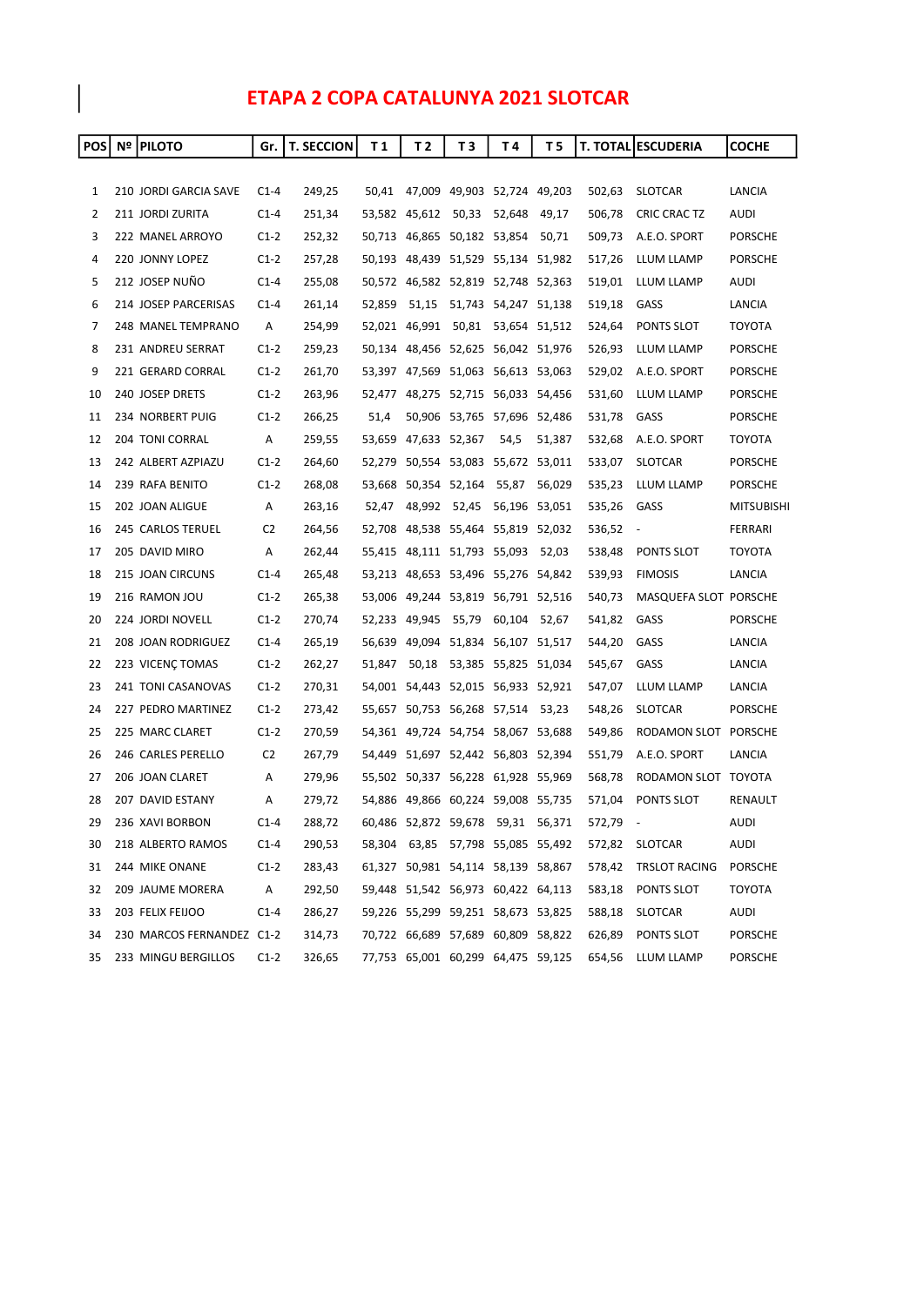# ETAPA 2 COPA CATALUNYA 2021 SLOTCAR

| POS | Nº | PILOTO | Gr. | T. SECCION | T 1 | T 2 | T 3 | T 4 | T 5 | T. TOTAL | ESCUDERIA | COCHE |
|---|---|---|---|---|---|---|---|---|---|---|---|---|
| 1 | 210 | JORDI GARCIA SAVE | C1-4 | 249,25 | 50,41 | 47,009 | 49,903 | 52,724 | 49,203 | 502,63 | SLOTCAR | LANCIA |
| 2 | 211 | JORDI ZURITA | C1-4 | 251,34 | 53,582 | 45,612 | 50,33 | 52,648 | 49,17 | 506,78 | CRIC CRAC TZ | AUDI |
| 3 | 222 | MANEL ARROYO | C1-2 | 252,32 | 50,713 | 46,865 | 50,182 | 53,854 | 50,71 | 509,73 | A.E.O. SPORT | PORSCHE |
| 4 | 220 | JONNY LOPEZ | C1-2 | 257,28 | 50,193 | 48,439 | 51,529 | 55,134 | 51,982 | 517,26 | LLUM LLAMP | PORSCHE |
| 5 | 212 | JOSEP NUÑO | C1-4 | 255,08 | 50,572 | 46,582 | 52,819 | 52,748 | 52,363 | 519,01 | LLUM LLAMP | AUDI |
| 6 | 214 | JOSEP PARCERISAS | C1-4 | 261,14 | 52,859 | 51,15 | 51,743 | 54,247 | 51,138 | 519,18 | GASS | LANCIA |
| 7 | 248 | MANEL TEMPRANO | A | 254,99 | 52,021 | 46,991 | 50,81 | 53,654 | 51,512 | 524,64 | PONTS SLOT | TOYOTA |
| 8 | 231 | ANDREU SERRAT | C1-2 | 259,23 | 50,134 | 48,456 | 52,625 | 56,042 | 51,976 | 526,93 | LLUM LLAMP | PORSCHE |
| 9 | 221 | GERARD CORRAL | C1-2 | 261,70 | 53,397 | 47,569 | 51,063 | 56,613 | 53,063 | 529,02 | A.E.O. SPORT | PORSCHE |
| 10 | 240 | JOSEP DRETS | C1-2 | 263,96 | 52,477 | 48,275 | 52,715 | 56,033 | 54,456 | 531,60 | LLUM LLAMP | PORSCHE |
| 11 | 234 | NORBERT PUIG | C1-2 | 266,25 | 51,4 | 50,906 | 53,765 | 57,696 | 52,486 | 531,78 | GASS | PORSCHE |
| 12 | 204 | TONI CORRAL | A | 259,55 | 53,659 | 47,633 | 52,367 | 54,5 | 51,387 | 532,68 | A.E.O. SPORT | TOYOTA |
| 13 | 242 | ALBERT AZPIAZU | C1-2 | 264,60 | 52,279 | 50,554 | 53,083 | 55,672 | 53,011 | 533,07 | SLOTCAR | PORSCHE |
| 14 | 239 | RAFA BENITO | C1-2 | 268,08 | 53,668 | 50,354 | 52,164 | 55,87 | 56,029 | 535,23 | LLUM LLAMP | PORSCHE |
| 15 | 202 | JOAN ALIGUE | A | 263,16 | 52,47 | 48,992 | 52,45 | 56,196 | 53,051 | 535,26 | GASS | MITSUBISHI |
| 16 | 245 | CARLOS TERUEL | C2 | 264,56 | 52,708 | 48,538 | 55,464 | 55,819 | 52,032 | 536,52 | - | FERRARI |
| 17 | 205 | DAVID MIRO | A | 262,44 | 55,415 | 48,111 | 51,793 | 55,093 | 52,03 | 538,48 | PONTS SLOT | TOYOTA |
| 18 | 215 | JOAN CIRCUNS | C1-4 | 265,48 | 53,213 | 48,653 | 53,496 | 55,276 | 54,842 | 539,93 | FIMOSIS | LANCIA |
| 19 | 216 | RAMON JOU | C1-2 | 265,38 | 53,006 | 49,244 | 53,819 | 56,791 | 52,516 | 540,73 | MASQUEFA SLOT | PORSCHE |
| 20 | 224 | JORDI NOVELL | C1-2 | 270,74 | 52,233 | 49,945 | 55,79 | 60,104 | 52,67 | 541,82 | GASS | PORSCHE |
| 21 | 208 | JOAN RODRIGUEZ | C1-4 | 265,19 | 56,639 | 49,094 | 51,834 | 56,107 | 51,517 | 544,20 | GASS | LANCIA |
| 22 | 223 | VICENÇ TOMAS | C1-2 | 262,27 | 51,847 | 50,18 | 53,385 | 55,825 | 51,034 | 545,67 | GASS | LANCIA |
| 23 | 241 | TONI CASANOVAS | C1-2 | 270,31 | 54,001 | 54,443 | 52,015 | 56,933 | 52,921 | 547,07 | LLUM LLAMP | LANCIA |
| 24 | 227 | PEDRO MARTINEZ | C1-2 | 273,42 | 55,657 | 50,753 | 56,268 | 57,514 | 53,23 | 548,26 | SLOTCAR | PORSCHE |
| 25 | 225 | MARC CLARET | C1-2 | 270,59 | 54,361 | 49,724 | 54,754 | 58,067 | 53,688 | 549,86 | RODAMON SLOT | PORSCHE |
| 26 | 246 | CARLES PERELLO | C2 | 267,79 | 54,449 | 51,697 | 52,442 | 56,803 | 52,394 | 551,79 | A.E.O. SPORT | LANCIA |
| 27 | 206 | JOAN CLARET | A | 279,96 | 55,502 | 50,337 | 56,228 | 61,928 | 55,969 | 568,78 | RODAMON SLOT | TOYOTA |
| 28 | 207 | DAVID ESTANY | A | 279,72 | 54,886 | 49,866 | 60,224 | 59,008 | 55,735 | 571,04 | PONTS SLOT | RENAULT |
| 29 | 236 | XAVI BORBON | C1-4 | 288,72 | 60,486 | 52,872 | 59,678 | 59,31 | 56,371 | 572,79 | - | AUDI |
| 30 | 218 | ALBERTO RAMOS | C1-4 | 290,53 | 58,304 | 63,85 | 57,798 | 55,085 | 55,492 | 572,82 | SLOTCAR | AUDI |
| 31 | 244 | MIKE ONANE | C1-2 | 283,43 | 61,327 | 50,981 | 54,114 | 58,139 | 58,867 | 578,42 | TRSLOT RACING | PORSCHE |
| 32 | 209 | JAUME MORERA | A | 292,50 | 59,448 | 51,542 | 56,973 | 60,422 | 64,113 | 583,18 | PONTS SLOT | TOYOTA |
| 33 | 203 | FELIX FEIJOO | C1-4 | 286,27 | 59,226 | 55,299 | 59,251 | 58,673 | 53,825 | 588,18 | SLOTCAR | AUDI |
| 34 | 230 | MARCOS FERNANDEZ | C1-2 | 314,73 | 70,722 | 66,689 | 57,689 | 60,809 | 58,822 | 626,89 | PONTS SLOT | PORSCHE |
| 35 | 233 | MINGU BERGILLOS | C1-2 | 326,65 | 77,753 | 65,001 | 60,299 | 64,475 | 59,125 | 654,56 | LLUM LLAMP | PORSCHE |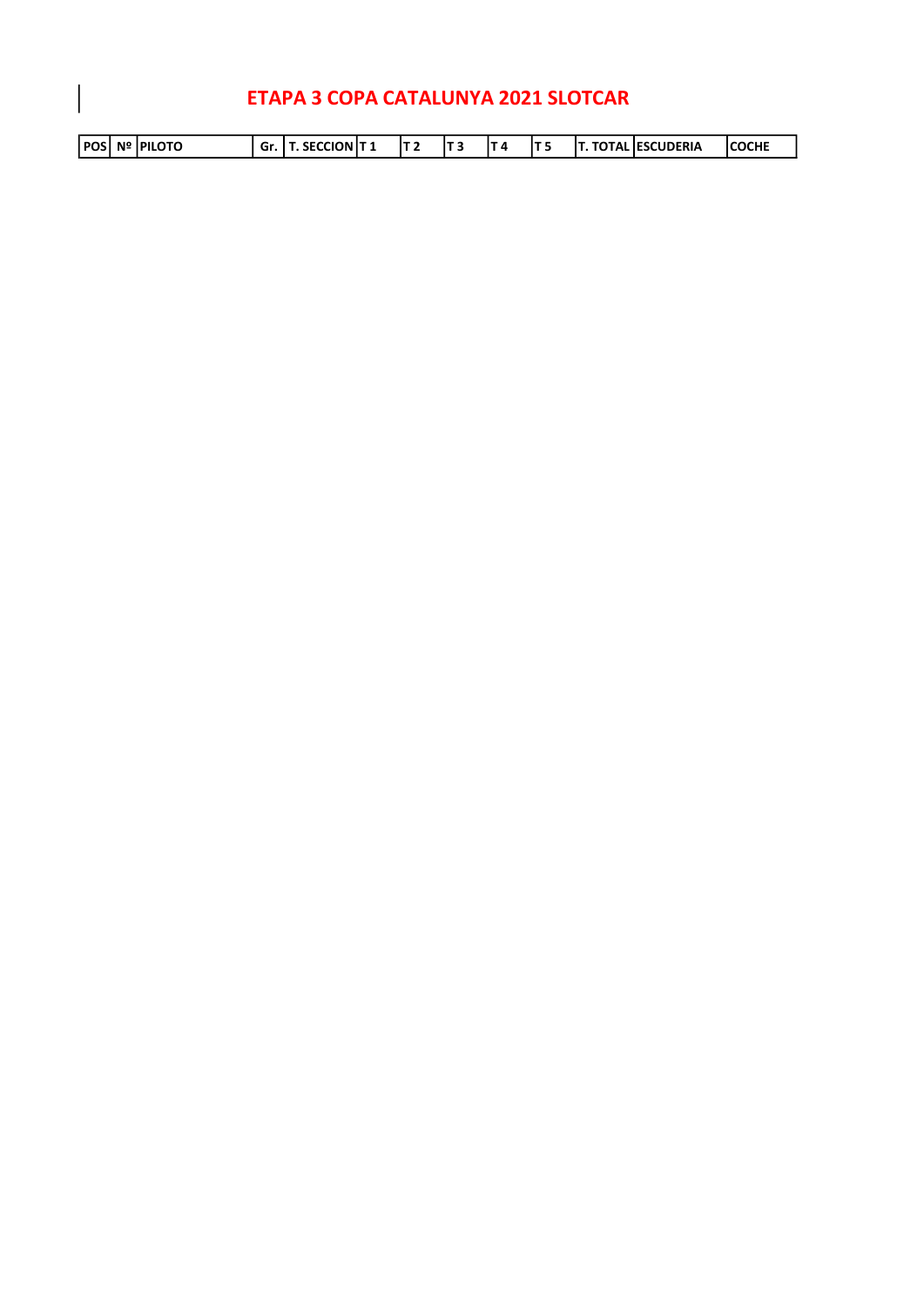# ETAPA 3 COPA CATALUNYA 2021 SLOTCAR

| POS | Nº | PILOTO | Gr. | T. SECCION | T 1 | T 2 | T 3 | T 4 | T 5 | T. TOTAL | ESCUDERIA | COCHE |
|---|---|---|---|---|---|---|---|---|---|---|---|---|